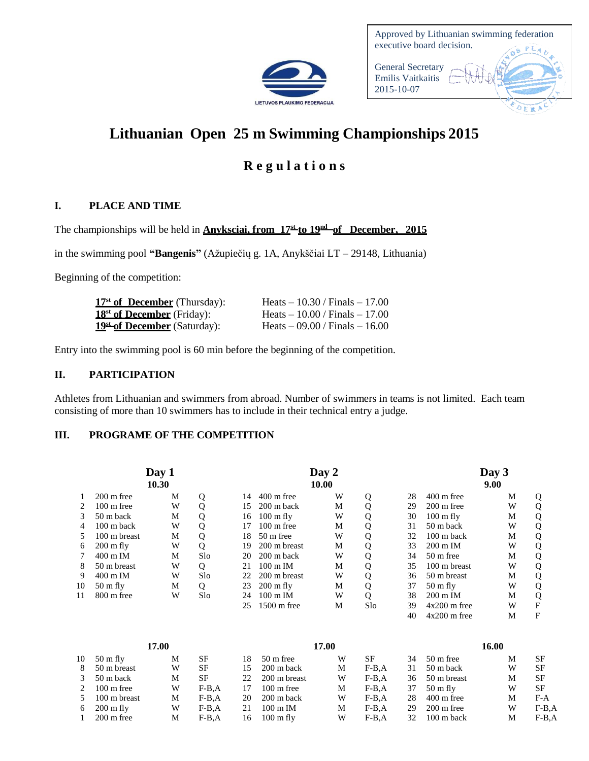Approved by Lithuanian swimming federation executive board decision.

General Secretary
Emilis Vaitkaitis
2015-10-07

LIETUVOS PLAUKIMO FEDERACIJA

# Lithuanian Open 25 m Swimming Championships 2015

## R e g u l a t i o n s

### I. PLACE AND TIME

The championships will be held in **Anyksciai, from 17[st] to 19[nd] of December, 2015**

in the swimming pool **"Bangenis"** (Ažupiečių g. 1A, Anykščiai LT – 29148, Lithuania)

Beginning of the competition:

| | |
|---|---|
| **17[st] of December** (Thursday): | Heats – 10.30 / Finals – 17.00 |
| **18[st] of December** (Friday): | Heats – 10.00 / Finals – 17.00 |
| **19[st] of December** (Saturday): | Heats – 09.00 / Finals – 16.00 |

Entry into the swimming pool is 60 min before the beginning of the competition.

### II. PARTICIPATION

Athletes from Lithuanian and swimmers from abroad. Number of swimmers in teams is not limited. Each team consisting of more than 10 swimmers has to include in their technical entry a judge.

### III. PROGRAME OF THE COMPETITION

| Day 1 | | | | Day 2 | | | | Day 3 | | | |
|---|---|---|---|---|---|---|---|---|---|---|---|
| 10.30 | | | | 10.00 | | | | 9.00 | | | |
| 1 | 200 m free | M | Q | 14 | 400 m free | W | Q | 28 | 400 m free | M | Q |
| 2 | 100 m free | W | Q | 15 | 200 m back | M | Q | 29 | 200 m free | W | Q |
| 3 | 50 m back | M | Q | 16 | 100 m fly | W | Q | 30 | 100 m fly | M | Q |
| 4 | 100 m back | W | Q | 17 | 100 m free | M | Q | 31 | 50 m back | W | Q |
| 5 | 100 m breast | M | Q | 18 | 50 m free | W | Q | 32 | 100 m back | M | Q |
| 6 | 200 m fly | W | Q | 19 | 200 m breast | M | Q | 33 | 200 m IM | W | Q |
| 7 | 400 m IM | M | Slo | 20 | 200 m back | W | Q | 34 | 50 m free | M | Q |
| 8 | 50 m breast | W | Q | 21 | 100 m IM | M | Q | 35 | 100 m breast | W | Q |
| 9 | 400 m IM | W | Slo | 22 | 200 m breast | W | Q | 36 | 50 m breast | M | Q |
| 10 | 50 m fly | M | Q | 23 | 200 m fly | M | Q | 37 | 50 m fly | W | Q |
| 11 | 800 m free | W | Slo | 24 | 100 m IM | W | Q | 38 | 200 m IM | M | Q |
| | | | | 25 | 1500 m free | M | Slo | 39 | 4x200 m free | W | F |
| | | | | | | | | 40 | 4x200 m free | M | F |
| 17.00 | | | | 17.00 | | | | 16.00 | | | |
| 10 | 50 m fly | M | SF | 18 | 50 m free | W | SF | 34 | 50 m free | M | SF |
| 8 | 50 m breast | W | SF | 15 | 200 m back | M | F-B,A | 31 | 50 m back | W | SF |
| 3 | 50 m back | M | SF | 22 | 200 m breast | W | F-B,A | 36 | 50 m breast | M | SF |
| 2 | 100 m free | W | F-B,A | 17 | 100 m free | M | F-B,A | 37 | 50 m fly | W | SF |
| 5 | 100 m breast | M | F-B,A | 20 | 200 m back | W | F-B,A | 28 | 400 m free | M | F-A |
| 6 | 200 m fly | W | F-B,A | 21 | 100 m IM | M | F-B,A | 29 | 200 m free | W | F-B,A |
| 1 | 200 m free | M | F-B,A | 16 | 100 m fly | W | F-B,A | 32 | 100 m back | M | F-B,A |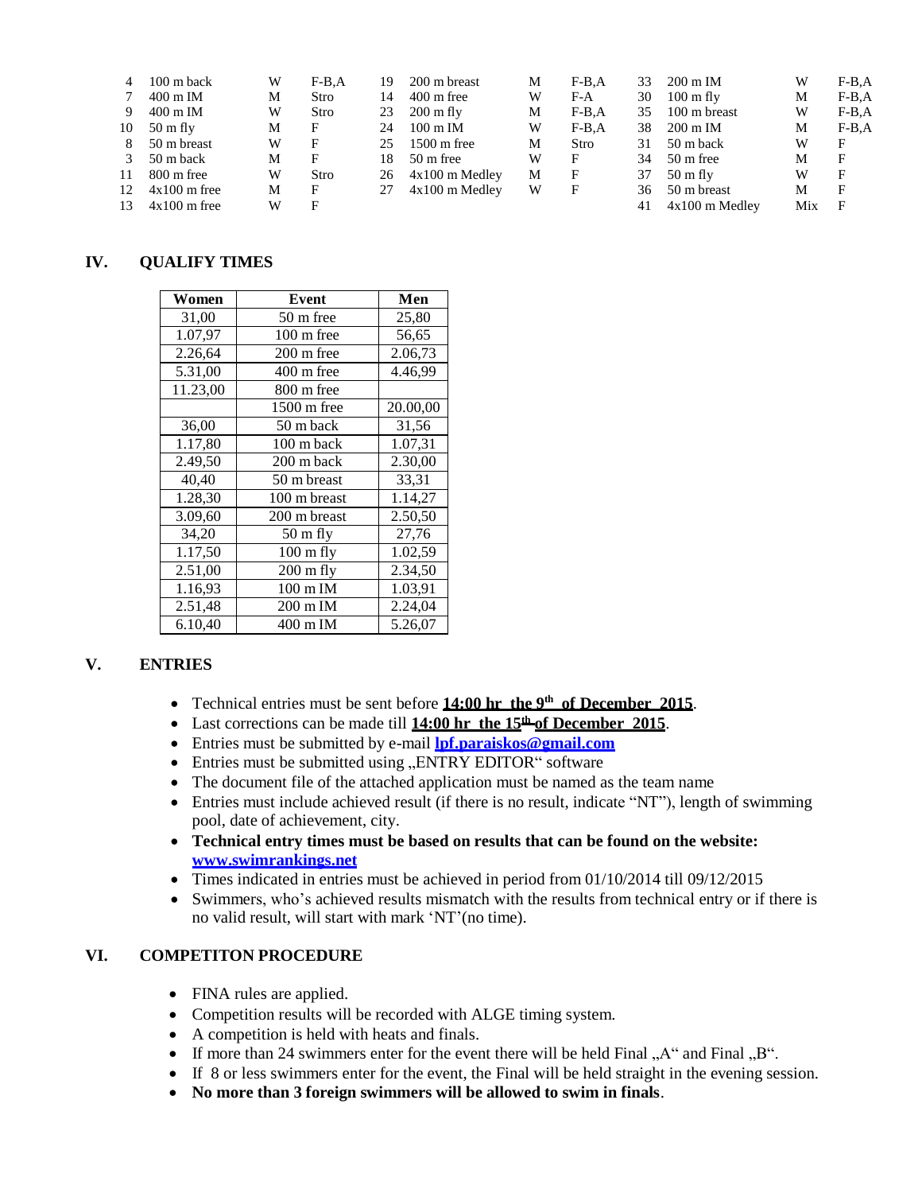| | | | | | | | | | | | |
|---|---|---|---|---|---|---|---|---|---|---|---|
| 4 | 100 m back | W | F-B,A | 19 | 200 m breast | M | F-B,A | 33 | 200 m IM | W | F-B,A |
| 7 | 400 m IM | M | Stro | 14 | 400 m free | W | F-A | 30 | 100 m fly | M | F-B,A |
| 9 | 400 m IM | W | Stro | 23 | 200 m fly | M | F-B,A | 35 | 100 m breast | W | F-B,A |
| 10 | 50 m fly | M | F | 24 | 100 m IM | W | F-B,A | 38 | 200 m IM | M | F-B,A |
| 8 | 50 m breast | W | F | 25 | 1500 m free | M | Stro | 31 | 50 m back | W | F |
| 3 | 50 m back | M | F | 18 | 50 m free | W | F | 34 | 50 m free | M | F |
| 11 | 800 m free | W | Stro | 26 | 4x100 m Medley | M | F | 37 | 50 m fly | W | F |
| 12 | 4x100 m free | M | F | 27 | 4x100 m Medley | W | F | 36 | 50 m breast | M | F |
| 13 | 4x100 m free | W | F | | | | | 41 | 4x100 m Medley | Mix | F |

## IV. QUALIFY TIMES

| Women | Event | Men |
|---|---|---|
| 31,00 | 50 m free | 25,80 |
| 1.07,97 | 100 m free | 56,65 |
| 2.26,64 | 200 m free | 2.06,73 |
| 5.31,00 | 400 m free | 4.46,99 |
| 11.23,00 | 800 m free | |
| | 1500 m free | 20.00,00 |
| 36,00 | 50 m back | 31,56 |
| 1.17,80 | 100 m back | 1.07,31 |
| 2.49,50 | 200 m back | 2.30,00 |
| 40,40 | 50 m breast | 33,31 |
| 1.28,30 | 100 m breast | 1.14,27 |
| 3.09,60 | 200 m breast | 2.50,50 |
| 34,20 | 50 m fly | 27,76 |
| 1.17,50 | 100 m fly | 1.02,59 |
| 2.51,00 | 200 m fly | 2.34,50 |
| 1.16,93 | 100 m IM | 1.03,91 |
| 2.51,48 | 200 m IM | 2.24,04 |
| 6.10,40 | 400 m IM | 5.26,07 |

## V. ENTRIES

- Technical entries must be sent before **14:00 hr the 9th of December 2015**.
- Last corrections can be made till **14:00 hr the 15th of December 2015**.
- Entries must be submitted by e-mail **lpf.paraiskos@gmail.com**
- Entries must be submitted using „ENTRY EDITOR" software
- The document file of the attached application must be named as the team name
- Entries must include achieved result (if there is no result, indicate "NT"), length of swimming pool, date of achievement, city.
- **Technical entry times must be based on results that can be found on the website: www.swimrankings.net**
- Times indicated in entries must be achieved in period from 01/10/2014 till 09/12/2015
- Swimmers, who's achieved results mismatch with the results from technical entry or if there is no valid result, will start with mark 'NT'(no time).

## VI. COMPETITON PROCEDURE

- FINA rules are applied.
- Competition results will be recorded with ALGE timing system.
- A competition is held with heats and finals.
- If more than 24 swimmers enter for the event there will be held Final „A" and Final „B".
- If 8 or less swimmers enter for the event, the Final will be held straight in the evening session.
- **No more than 3 foreign swimmers will be allowed to swim in finals**.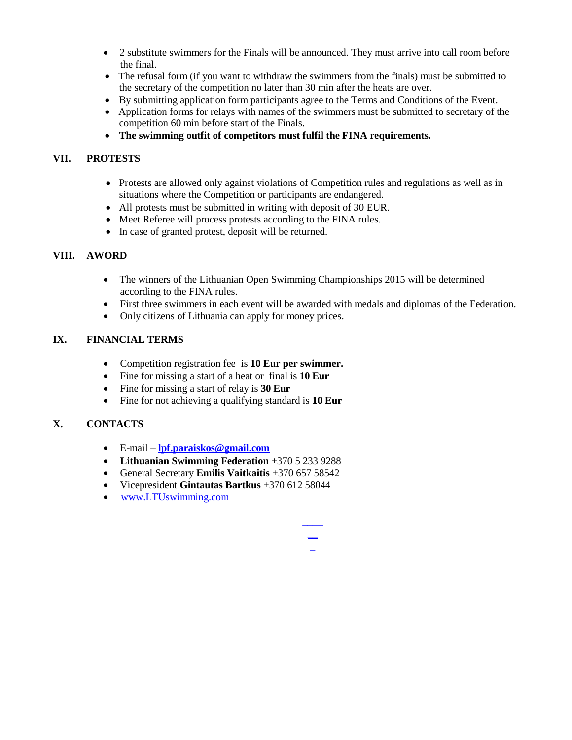- 2 substitute swimmers for the Finals will be announced. They must arrive into call room before the final.
- The refusal form (if you want to withdraw the swimmers from the finals) must be submitted to the secretary of the competition no later than 30 min after the heats are over.
- By submitting application form participants agree to the Terms and Conditions of the Event.
- Application forms for relays with names of the swimmers must be submitted to secretary of the competition 60 min before start of the Finals.
- **The swimming outfit of competitors must fulfil the FINA requirements.**

## VII. PROTESTS

- Protests are allowed only against violations of Competition rules and regulations as well as in situations where the Competition or participants are endangered.
- All protests must be submitted in writing with deposit of 30 EUR.
- Meet Referee will process protests according to the FINA rules.
- In case of granted protest, deposit will be returned.

## VIII. AWORD

- The winners of the Lithuanian Open Swimming Championships 2015 will be determined according to the FINA rules.
- First three swimmers in each event will be awarded with medals and diplomas of the Federation.
- Only citizens of Lithuania can apply for money prices.

## IX. FINANCIAL TERMS

- Competition registration fee is **10 Eur per swimmer.**
- Fine for missing a start of a heat or final is **10 Eur**
- Fine for missing a start of relay is **30 Eur**
- Fine for not achieving a qualifying standard is **10 Eur**

## X. CONTACTS

- E-mail – **lpf.paraiskos@gmail.com**
- **Lithuanian Swimming Federation** +370 5 233 9288
- General Secretary **Emilis Vaitkaitis** +370 657 58542
- Vicepresident **Gintautas Bartkus** +370 612 58044
- www.LTUswimming.com